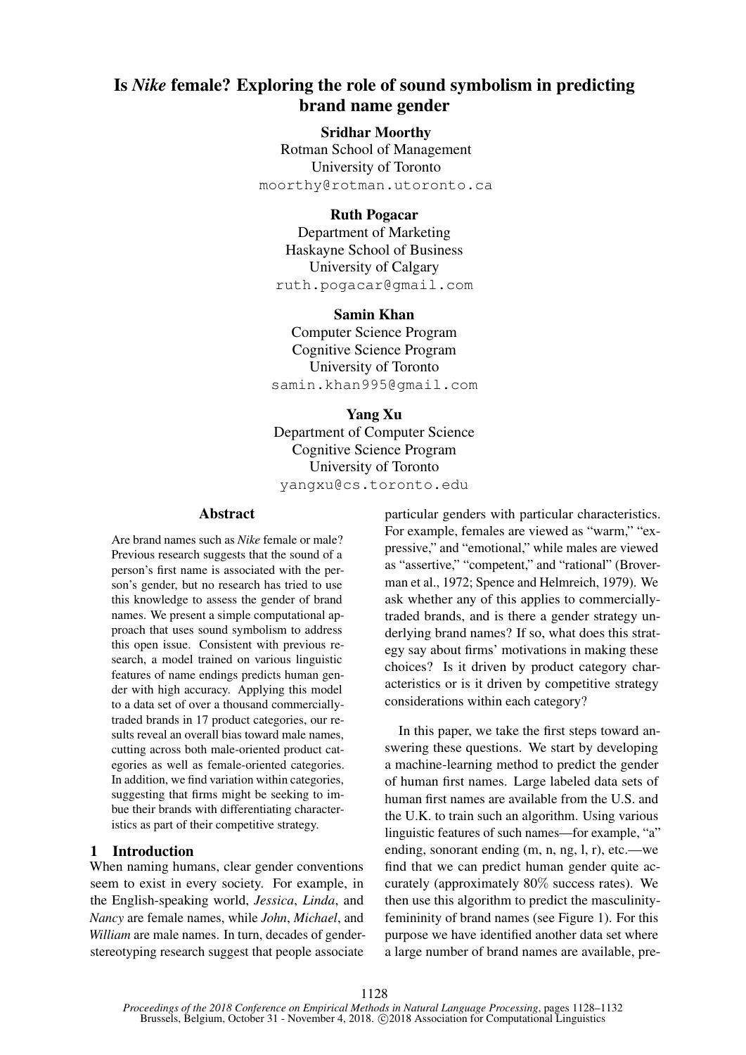# Is *Nike* female? Exploring the role of sound symbolism in predicting brand name gender

**Sridhar Moorthy**
Rotman School of Management
University of Toronto
moorthy@rotman.utoronto.ca

**Ruth Pogacar**
Department of Marketing
Haskayne School of Business
University of Calgary
ruth.pogacar@gmail.com

**Samin Khan**
Computer Science Program
Cognitive Science Program
University of Toronto
samin.khan995@gmail.com

**Yang Xu**
Department of Computer Science
Cognitive Science Program
University of Toronto
yangxu@cs.toronto.edu

## Abstract

Are brand names such as *Nike* female or male? Previous research suggests that the sound of a person's first name is associated with the person's gender, but no research has tried to use this knowledge to assess the gender of brand names. We present a simple computational approach that uses sound symbolism to address this open issue. Consistent with previous research, a model trained on various linguistic features of name endings predicts human gender with high accuracy. Applying this model to a data set of over a thousand commercially-traded brands in 17 product categories, our results reveal an overall bias toward male names, cutting across both male-oriented product categories as well as female-oriented categories. In addition, we find variation within categories, suggesting that firms might be seeking to imbue their brands with differentiating characteristics as part of their competitive strategy.

## 1 Introduction

When naming humans, clear gender conventions seem to exist in every society. For example, in the English-speaking world, *Jessica*, *Linda*, and *Nancy* are female names, while *John*, *Michael*, and *William* are male names. In turn, decades of gender-stereotyping research suggest that people associate particular genders with particular characteristics. For example, females are viewed as "warm," "expressive," and "emotional," while males are viewed as "assertive," "competent," and "rational" (Broverman et al., 1972; Spence and Helmreich, 1979). We ask whether any of this applies to commercially-traded brands, and is there a gender strategy underlying brand names? If so, what does this strategy say about firms' motivations in making these choices? Is it driven by product category characteristics or is it driven by competitive strategy considerations within each category?

In this paper, we take the first steps toward answering these questions. We start by developing a machine-learning method to predict the gender of human first names. Large labeled data sets of human first names are available from the U.S. and the U.K. to train such an algorithm. Using various linguistic features of such names—for example, "a" ending, sonorant ending (m, n, ng, l, r), etc.—we find that we can predict human gender quite accurately (approximately 80% success rates). We then use this algorithm to predict the masculinity-femininity of brand names (see Figure 1). For this purpose we have identified another data set where a large number of brand names are available, pre-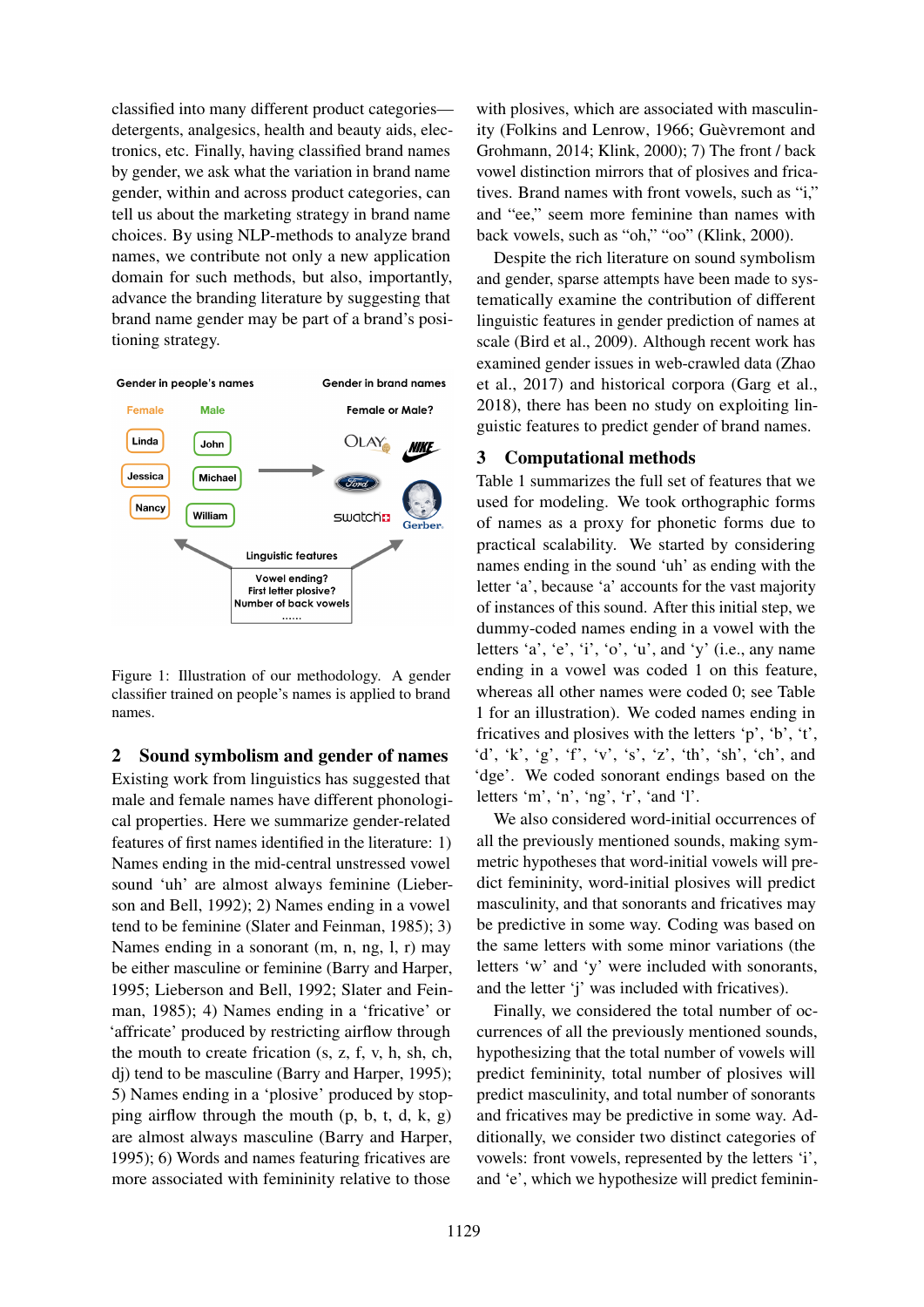classified into many different product categories—detergents, analgesics, health and beauty aids, electronics, etc. Finally, having classified brand names by gender, we ask what the variation in brand name gender, within and across product categories, can tell us about the marketing strategy in brand name choices. By using NLP-methods to analyze brand names, we contribute not only a new application domain for such methods, but also, importantly, advance the branding literature by suggesting that brand name gender may be part of a brand's positioning strategy.

Figure 1: Illustration of our methodology. A gender classifier trained on people's names is applied to brand names.

## 2 Sound symbolism and gender of names

Existing work from linguistics has suggested that male and female names have different phonological properties. Here we summarize gender-related features of first names identified in the literature: 1) Names ending in the mid-central unstressed vowel sound 'uh' are almost always feminine (Lieberson and Bell, 1992); 2) Names ending in a vowel tend to be feminine (Slater and Feinman, 1985); 3) Names ending in a sonorant (m, n, ng, l, r) may be either masculine or feminine (Barry and Harper, 1995; Lieberson and Bell, 1992; Slater and Feinman, 1985); 4) Names ending in a 'fricative' or 'affricate' produced by restricting airflow through the mouth to create frication (s, z, f, v, h, sh, ch, dj) tend to be masculine (Barry and Harper, 1995); 5) Names ending in a 'plosive' produced by stopping airflow through the mouth (p, b, t, d, k, g) are almost always masculine (Barry and Harper, 1995); 6) Words and names featuring fricatives are more associated with femininity relative to those with plosives, which are associated with masculinity (Folkins and Lenrow, 1966; Guèvremont and Grohmann, 2014; Klink, 2000); 7) The front / back vowel distinction mirrors that of plosives and fricatives. Brand names with front vowels, such as "i," and "ee," seem more feminine than names with back vowels, such as "oh," "oo" (Klink, 2000).

Despite the rich literature on sound symbolism and gender, sparse attempts have been made to systematically examine the contribution of different linguistic features in gender prediction of names at scale (Bird et al., 2009). Although recent work has examined gender issues in web-crawled data (Zhao et al., 2017) and historical corpora (Garg et al., 2018), there has been no study on exploiting linguistic features to predict gender of brand names.

## 3 Computational methods

Table 1 summarizes the full set of features that we used for modeling. We took orthographic forms of names as a proxy for phonetic forms due to practical scalability. We started by considering names ending in the sound 'uh' as ending with the letter 'a', because 'a' accounts for the vast majority of instances of this sound. After this initial step, we dummy-coded names ending in a vowel with the letters 'a', 'e', 'i', 'o', 'u', and 'y' (i.e., any name ending in a vowel was coded 1 on this feature, whereas all other names were coded 0; see Table 1 for an illustration). We coded names ending in fricatives and plosives with the letters 'p', 'b', 't', 'd', 'k', 'g', 'f', 'v', 's', 'z', 'th', 'sh', 'ch', and 'dge'. We coded sonorant endings based on the letters 'm', 'n', 'ng', 'r', 'and 'l'.

We also considered word-initial occurrences of all the previously mentioned sounds, making symmetric hypotheses that word-initial vowels will predict femininity, word-initial plosives will predict masculinity, and that sonorants and fricatives may be predictive in some way. Coding was based on the same letters with some minor variations (the letters 'w' and 'y' were included with sonorants, and the letter 'j' was included with fricatives).

Finally, we considered the total number of occurrences of all the previously mentioned sounds, hypothesizing that the total number of vowels will predict femininity, total number of plosives will predict masculinity, and total number of sonorants and fricatives may be predictive in some way. Additionally, we consider two distinct categories of vowels: front vowels, represented by the letters 'i', and 'e', which we hypothesize will predict feminin-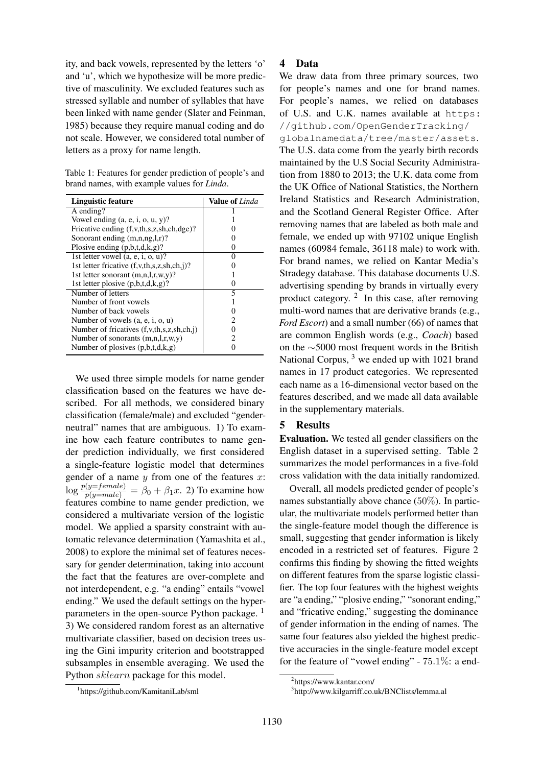ity, and back vowels, represented by the letters 'o' and 'u', which we hypothesize will be more predictive of masculinity. We excluded features such as stressed syllable and number of syllables that have been linked with name gender (Slater and Feinman, 1985) because they require manual coding and do not scale. However, we considered total number of letters as a proxy for name length.

Table 1: Features for gender prediction of people's and brand names, with example values for *Linda*.

| Linguistic feature | Value of *Linda* |
|---|---|
| A ending? | 1 |
| Vowel ending (a, e, i, o, u, y)? | 1 |
| Fricative ending (f,v,th,s,z,sh,ch,dge)? | 0 |
| Sonorant ending (m,n,ng,l,r)? | 0 |
| Plosive ending (p,b,t,d,k,g)? | 0 |
| 1st letter vowel (a, e, i, o, u)? | 0 |
| 1st letter fricative (f,v,th,s,z,sh,ch,j)? | 0 |
| 1st letter sonorant (m,n,l,r,w,y)? | 1 |
| 1st letter plosive (p,b,t,d,k,g)? | 0 |
| Number of letters | 5 |
| Number of front vowels | 1 |
| Number of back vowels | 0 |
| Number of vowels (a, e, i, o, u) | 2 |
| Number of fricatives (f,v,th,s,z,sh,ch,j) | 0 |
| Number of sonorants (m,n,l,r,w,y) | 2 |
| Number of plosives (p,b,t,d,k,g) | 0 |

We used three simple models for name gender classification based on the features we have described. For all methods, we considered binary classification (female/male) and excluded "gender-neutral" names that are ambiguous. 1) To examine how each feature contributes to name gender prediction individually, we first considered a single-feature logistic model that determines gender of a name $y$ from one of the features $x$: $\log \frac{p(y=female)}{p(y=male)} = \beta_0 + \beta_1 x$. 2) To examine how features combine to name gender prediction, we considered a multivariate version of the logistic model. We applied a sparsity constraint with automatic relevance determination (Yamashita et al., 2008) to explore the minimal set of features necessary for gender determination, taking into account the fact that the features are over-complete and not interdependent, e.g. "a ending" entails "vowel ending." We used the default settings on the hyperparameters in the open-source Python package. [1] 3) We considered random forest as an alternative multivariate classifier, based on decision trees using the Gini impurity criterion and bootstrapped subsamples in ensemble averaging. We used the Python *sklearn* package for this model.

[1] https://github.com/KamitaniLab/sml

## 4 Data

We draw data from three primary sources, two for people's names and one for brand names. For people's names, we relied on databases of U.S. and U.K. names available at https://github.com/OpenGenderTracking/globalnamedata/tree/master/assets. The U.S. data come from the yearly birth records maintained by the U.S Social Security Administration from 1880 to 2013; the U.K. data come from the UK Office of National Statistics, the Northern Ireland Statistics and Research Administration, and the Scotland General Register Office. After removing names that are labeled as both male and female, we ended up with 97102 unique English names (60984 female, 36118 male) to work with. For brand names, we relied on Kantar Media's Stradegy database. This database documents U.S. advertising spending by brands in virtually every product category. [2] In this case, after removing multi-word names that are derivative brands (e.g., *Ford Escort*) and a small number (66) of names that are common English words (e.g., *Coach*) based on the ∼5000 most frequent words in the British National Corpus, [3] we ended up with 1021 brand names in 17 product categories. We represented each name as a 16-dimensional vector based on the features described, and we made all data available in the supplementary materials.

## 5 Results

**Evaluation.** We tested all gender classifiers on the English dataset in a supervised setting. Table 2 summarizes the model performances in a five-fold cross validation with the data initially randomized.

Overall, all models predicted gender of people's names substantially above chance (50%). In particular, the multivariate models performed better than the single-feature model though the difference is small, suggesting that gender information is likely encoded in a restricted set of features. Figure 2 confirms this finding by showing the fitted weights on different features from the sparse logistic classifier. The top four features with the highest weights are "a ending," "plosive ending," "sonorant ending," and "fricative ending," suggesting the dominance of gender information in the ending of names. The same four features also yielded the highest predictive accuracies in the single-feature model except for the feature of "vowel ending" - 75.1%: a end-

[2] https://www.kantar.com/

[3] http://www.kilgarriff.co.uk/BNClists/lemma.al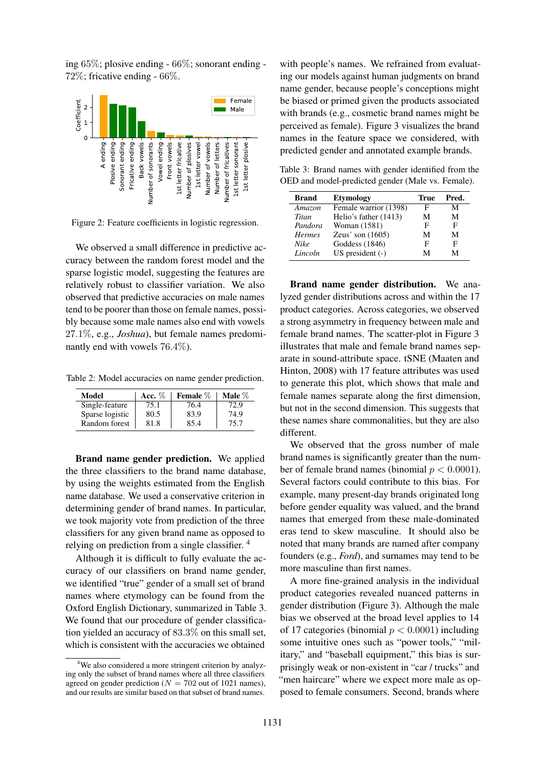ing 65%; plosive ending - 66%; sonorant ending - 72%; fricative ending - 66%.

Figure 2: Feature coefficients in logistic regression.

We observed a small difference in predictive accuracy between the random forest model and the sparse logistic model, suggesting the features are relatively robust to classifier variation. We also observed that predictive accuracies on male names tend to be poorer than those on female names, possibly because some male names also end with vowels 27.1%, e.g., *Joshua*), but female names predominantly end with vowels 76.4%).

Table 2: Model accuracies on name gender prediction.

| Model | Acc. % | Female % | Male % |
|---|---|---|---|
| Single-feature | 75.1 | 76.4 | 72.9 |
| Sparse logistic | 80.5 | 83.9 | 74.9 |
| Random forest | 81.8 | 85.4 | 75.7 |

**Brand name gender prediction.** We applied the three classifiers to the brand name database, by using the weights estimated from the English name database. We used a conservative criterion in determining gender of brand names. In particular, we took majority vote from prediction of the three classifiers for any given brand name as opposed to relying on prediction from a single classifier. [4]

Although it is difficult to fully evaluate the accuracy of our classifiers on brand name gender, we identified "true" gender of a small set of brand names where etymology can be found from the Oxford English Dictionary, summarized in Table 3. We found that our procedure of gender classification yielded an accuracy of 83.3% on this small set, which is consistent with the accuracies we obtained with people's names. We refrained from evaluating our models against human judgments on brand name gender, because people's conceptions might be biased or primed given the products associated with brands (e.g., cosmetic brand names might be perceived as female). Figure 3 visualizes the brand names in the feature space we considered, with predicted gender and annotated example brands.

Table 3: Brand names with gender identified from the OED and model-predicted gender (Male vs. Female).

| Brand | Etymology | True | Pred. |
|---|---|---|---|
| *Amazon* | Female warrior (1398) | F | M |
| *Titan* | Helio's father (1413) | M | M |
| *Pandora* | Woman (1581) | F | F |
| *Hermes* | Zeus' son (1605) | M | M |
| *Nike* | Goddess (1846) | F | F |
| *Lincoln* | US president (-) | M | M |

**Brand name gender distribution.** We analyzed gender distributions across and within the 17 product categories. Across categories, we observed a strong asymmetry in frequency between male and female brand names. The scatter-plot in Figure 3 illustrates that male and female brand names separate in sound-attribute space. tSNE (Maaten and Hinton, 2008) with 17 feature attributes was used to generate this plot, which shows that male and female names separate along the first dimension, but not in the second dimension. This suggests that these names share commonalities, but they are also different.

We observed that the gross number of male brand names is significantly greater than the number of female brand names (binomial $p < 0.0001$). Several factors could contribute to this bias. For example, many present-day brands originated long before gender equality was valued, and the brand names that emerged from these male-dominated eras tend to skew masculine. It should also be noted that many brands are named after company founders (e.g., *Ford*), and surnames may tend to be more masculine than first names.

A more fine-grained analysis in the individual product categories revealed nuanced patterns in gender distribution (Figure 3). Although the male bias we observed at the broad level applies to 14 of 17 categories (binomial $p < 0.0001$) including some intuitive ones such as "power tools," "military," and "baseball equipment," this bias is surprisingly weak or non-existent in "car / trucks" and "men haircare" where we expect more male as opposed to female consumers. Second, brands where

[4] We also considered a more stringent criterion by analyzing only the subset of brand names where all three classifiers agreed on gender prediction ($N = 702$ out of 1021 names), and our results are similar based on that subset of brand names.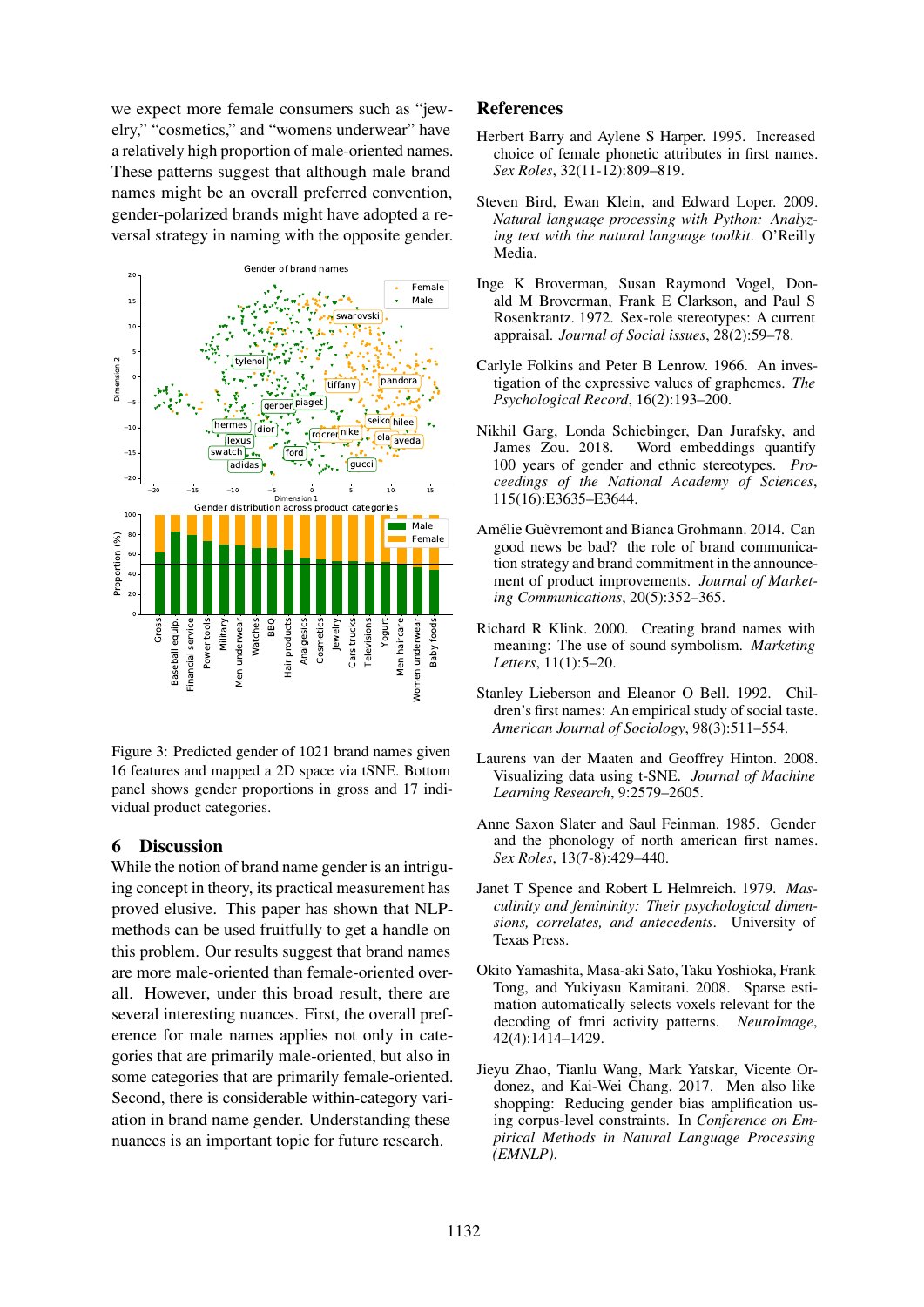we expect more female consumers such as "jewelry," "cosmetics," and "womens underwear" have a relatively high proportion of male-oriented names. These patterns suggest that although male brand names might be an overall preferred convention, gender-polarized brands might have adopted a reversal strategy in naming with the opposite gender.

Gender of brand names

Female
Male

swarovski
tylenol
tiffany
pandora
gerber
piaget
seiko
hilee
hermes
dior
rocrer
nike
lexus
ola
aveda
swatch
ford
gucci
adidas

Dimension 2
Dimension 1

Gender distribution across product categories

Male
Female

Proportion (%)

Gross
Baseball equip.
Financial service
Power tools
Military
Men underwear
Watches
BBQ
Hair products
Analgesics
Cosmetics
Jewelry
Cars trucks
Televisions
Yogurt
Men haircare
Women underwear
Baby foods

Figure 3: Predicted gender of 1021 brand names given 16 features and mapped a 2D space via tSNE. Bottom panel shows gender proportions in gross and 17 individual product categories.

## 6 Discussion

While the notion of brand name gender is an intriguing concept in theory, its practical measurement has proved elusive. This paper has shown that NLP-methods can be used fruitfully to get a handle on this problem. Our results suggest that brand names are more male-oriented than female-oriented overall. However, under this broad result, there are several interesting nuances. First, the overall preference for male names applies not only in categories that are primarily male-oriented, but also in some categories that are primarily female-oriented. Second, there is considerable within-category variation in brand name gender. Understanding these nuances is an important topic for future research.

## References

Herbert Barry and Aylene S Harper. 1995. Increased choice of female phonetic attributes in first names. *Sex Roles*, 32(11-12):809–819.

Steven Bird, Ewan Klein, and Edward Loper. 2009. *Natural language processing with Python: Analyzing text with the natural language toolkit*. O'Reilly Media.

Inge K Broverman, Susan Raymond Vogel, Donald M Broverman, Frank E Clarkson, and Paul S Rosenkrantz. 1972. Sex-role stereotypes: A current appraisal. *Journal of Social issues*, 28(2):59–78.

Carlyle Folkins and Peter B Lenrow. 1966. An investigation of the expressive values of graphemes. *The Psychological Record*, 16(2):193–200.

Nikhil Garg, Londa Schiebinger, Dan Jurafsky, and James Zou. 2018. Word embeddings quantify 100 years of gender and ethnic stereotypes. *Proceedings of the National Academy of Sciences*, 115(16):E3635–E3644.

Amélie Guèvremont and Bianca Grohmann. 2014. Can good news be bad? the role of brand communication strategy and brand commitment in the announcement of product improvements. *Journal of Marketing Communications*, 20(5):352–365.

Richard R Klink. 2000. Creating brand names with meaning: The use of sound symbolism. *Marketing Letters*, 11(1):5–20.

Stanley Lieberson and Eleanor O Bell. 1992. Children's first names: An empirical study of social taste. *American Journal of Sociology*, 98(3):511–554.

Laurens van der Maaten and Geoffrey Hinton. 2008. Visualizing data using t-SNE. *Journal of Machine Learning Research*, 9:2579–2605.

Anne Saxon Slater and Saul Feinman. 1985. Gender and the phonology of north american first names. *Sex Roles*, 13(7-8):429–440.

Janet T Spence and Robert L Helmreich. 1979. *Masculinity and femininity: Their psychological dimensions, correlates, and antecedents*. University of Texas Press.

Okito Yamashita, Masa-aki Sato, Taku Yoshioka, Frank Tong, and Yukiyasu Kamitani. 2008. Sparse estimation automatically selects voxels relevant for the decoding of fmri activity patterns. *NeuroImage*, 42(4):1414–1429.

Jieyu Zhao, Tianlu Wang, Mark Yatskar, Vicente Ordonez, and Kai-Wei Chang. 2017. Men also like shopping: Reducing gender bias amplification using corpus-level constraints. In *Conference on Empirical Methods in Natural Language Processing (EMNLP)*.